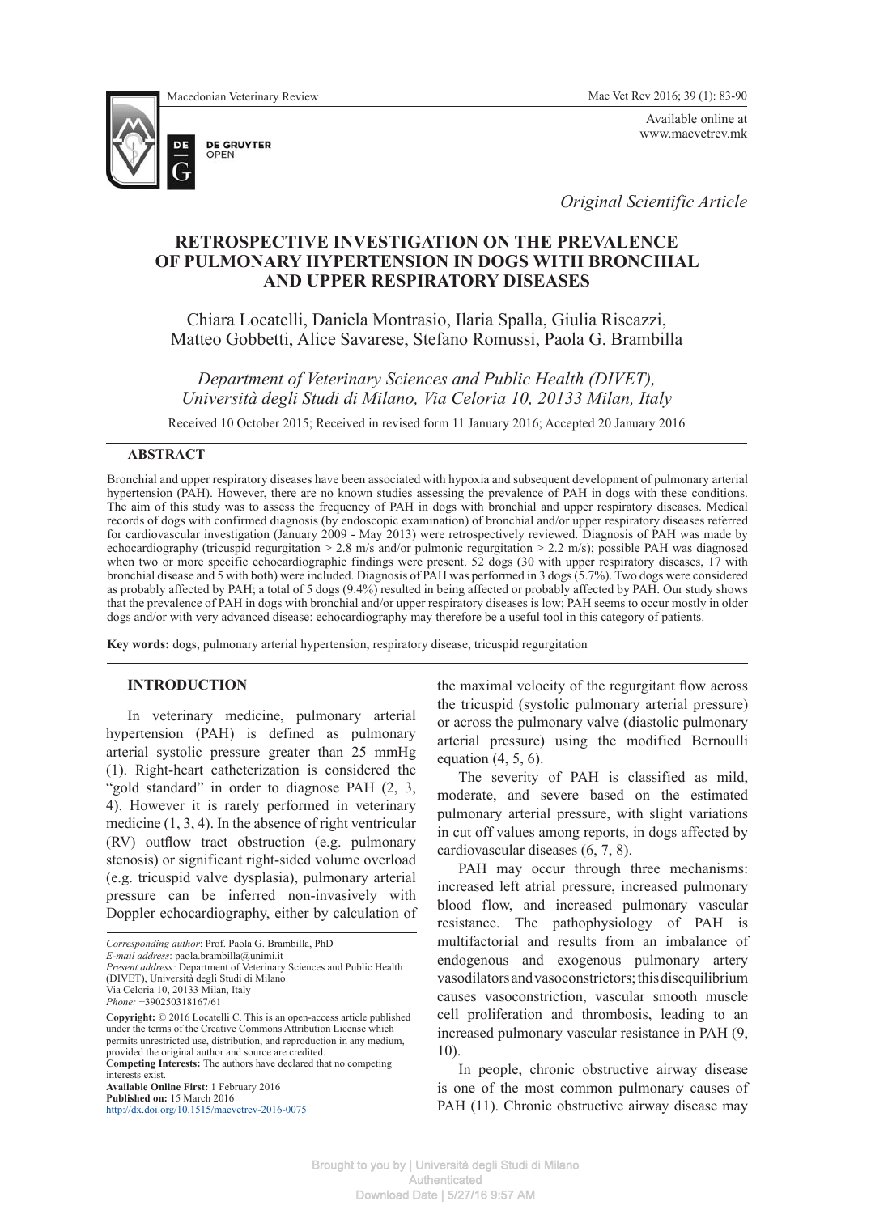Original Scientific Article

# RETROSPECTIVE INVESTIGATION ON THE PREVALENCE OF PULMONARY HYPERTENSION IN DOGS WITH BRONCHIAL AND UPPER RESPIRATORY DISEASES

Chiara Locatelli, Daniela Montrasio, Ilaria Spalla, Giulia Riscazzi, Matteo Gobbetti, Alice Savarese, Stefano Romussi, Paola G. Brambilla

*Department of Veterinary Sciences and Public Health (DIVET), Università degli Studi di Milano, Via Celoria 10, 20133 Milan, Italy*

Received 10 October 2015; Received in revised form 11 January 2016; Accepted 20 January 2016

## ABSTRACT

Bronchial and upper respiratory diseases have been associated with hypoxia and subsequent development of pulmonary arterial hypertension (PAH). However, there are no known studies assessing the prevalence of PAH in dogs with these conditions. The aim of this study was to assess the frequency of PAH in dogs with bronchial and upper respiratory diseases. Medical records of dogs with confirmed diagnosis (by endoscopic examination) of bronchial and/or upper respiratory diseases referred for cardiovascular investigation (January 2009 - May 2013) were retrospectively reviewed. Diagnosis of PAH was made by echocardiography (tricuspid regurgitation > 2.8 m/s and/or pulmonic regurgitation > 2.2 m/s); possible PAH was diagnosed when two or more specific echocardiographic findings were present. 52 dogs (30 with upper respiratory diseases, 17 with bronchial disease and 5 with both) were included. Diagnosis of PAH was performed in 3 dogs (5.7%). Two dogs were considered as probably affected by PAH; a total of 5 dogs (9.4%) resulted in being affected or probably affected by PAH. Our study shows that the prevalence of PAH in dogs with bronchial and/or upper respiratory diseases is low; PAH seems to occur mostly in older dogs and/or with very advanced disease: echocardiography may therefore be a useful tool in this category of patients.

**Key words:** dogs, pulmonary arterial hypertension, respiratory disease, tricuspid regurgitation

## INTRODUCTION

In veterinary medicine, pulmonary arterial hypertension (PAH) is defined as pulmonary arterial systolic pressure greater than 25 mmHg (1). Right-heart catheterization is considered the "gold standard" in order to diagnose PAH (2, 3, 4). However it is rarely performed in veterinary medicine (1, 3, 4). In the absence of right ventricular (RV) outflow tract obstruction (e.g. pulmonary stenosis) or significant right-sided volume overload (e.g. tricuspid valve dysplasia), pulmonary arterial pressure can be inferred non-invasively with Doppler echocardiography, either by calculation of the maximal velocity of the regurgitant flow across the tricuspid (systolic pulmonary arterial pressure) or across the pulmonary valve (diastolic pulmonary arterial pressure) using the modified Bernoulli equation (4, 5, 6).

The severity of PAH is classified as mild, moderate, and severe based on the estimated pulmonary arterial pressure, with slight variations in cut off values among reports, in dogs affected by cardiovascular diseases (6, 7, 8).

PAH may occur through three mechanisms: increased left atrial pressure, increased pulmonary blood flow, and increased pulmonary vascular resistance. The pathophysiology of PAH is multifactorial and results from an imbalance of endogenous and exogenous pulmonary artery vasodilators and vasoconstrictors; this disequilibrium causes vasoconstriction, vascular smooth muscle cell proliferation and thrombosis, leading to an increased pulmonary vascular resistance in PAH (9, 10).

In people, chronic obstructive airway disease is one of the most common pulmonary causes of PAH (11). Chronic obstructive airway disease may

*Corresponding author*: Prof. Paola G. Brambilla, PhD
*E-mail address*: paola.brambilla@unimi.it
*Present address:* Department of Veterinary Sciences and Public Health (DIVET), Università degli Studi di Milano
Via Celoria 10, 20133 Milan, Italy
*Phone:* +390250318167/61

**Copyright:** © 2016 Locatelli C. This is an open-access article published under the terms of the Creative Commons Attribution License which permits unrestricted use, distribution, and reproduction in any medium, provided the original author and source are credited.
**Competing Interests:** The authors have declared that no competing interests exist.
**Available Online First:** 1 February 2016
**Published on:** 15 March 2016
http://dx.doi.org/10.1515/macvetrev-2016-0075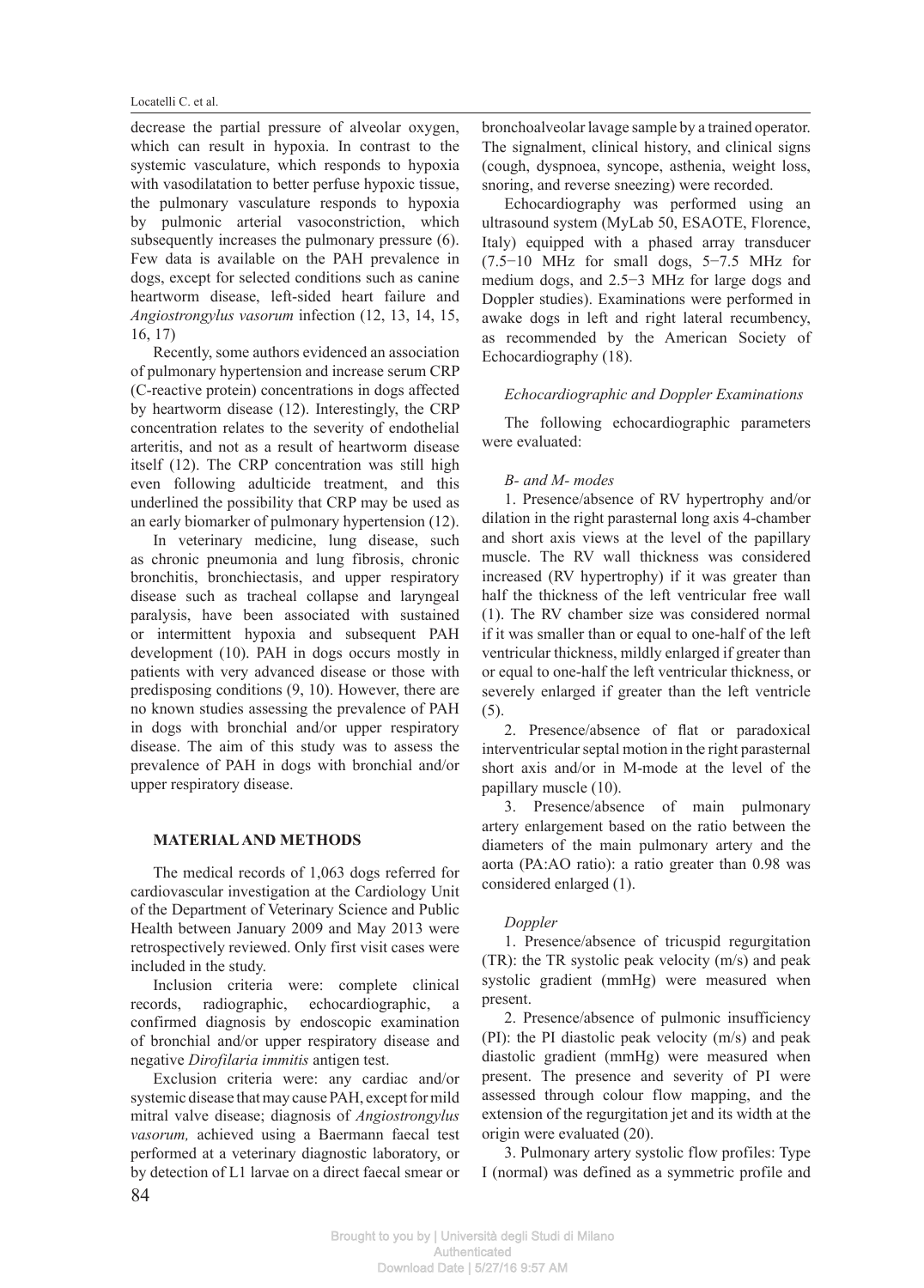decrease the partial pressure of alveolar oxygen, which can result in hypoxia. In contrast to the systemic vasculature, which responds to hypoxia with vasodilatation to better perfuse hypoxic tissue, the pulmonary vasculature responds to hypoxia by pulmonic arterial vasoconstriction, which subsequently increases the pulmonary pressure (6). Few data is available on the PAH prevalence in dogs, except for selected conditions such as canine heartworm disease, left-sided heart failure and *Angiostrongylus vasorum* infection (12, 13, 14, 15, 16, 17)

Recently, some authors evidenced an association of pulmonary hypertension and increase serum CRP (C-reactive protein) concentrations in dogs affected by heartworm disease (12). Interestingly, the CRP concentration relates to the severity of endothelial arteritis, and not as a result of heartworm disease itself (12). The CRP concentration was still high even following adulticide treatment, and this underlined the possibility that CRP may be used as an early biomarker of pulmonary hypertension (12).

In veterinary medicine, lung disease, such as chronic pneumonia and lung fibrosis, chronic bronchitis, bronchiectasis, and upper respiratory disease such as tracheal collapse and laryngeal paralysis, have been associated with sustained or intermittent hypoxia and subsequent PAH development (10). PAH in dogs occurs mostly in patients with very advanced disease or those with predisposing conditions (9, 10). However, there are no known studies assessing the prevalence of PAH in dogs with bronchial and/or upper respiratory disease. The aim of this study was to assess the prevalence of PAH in dogs with bronchial and/or upper respiratory disease.

## MATERIAL AND METHODS

The medical records of 1,063 dogs referred for cardiovascular investigation at the Cardiology Unit of the Department of Veterinary Science and Public Health between January 2009 and May 2013 were retrospectively reviewed. Only first visit cases were included in the study.

Inclusion criteria were: complete clinical records, radiographic, echocardiographic, a confirmed diagnosis by endoscopic examination of bronchial and/or upper respiratory disease and negative *Dirofilaria immitis* antigen test.

Exclusion criteria were: any cardiac and/or systemic disease that may cause PAH, except for mild mitral valve disease; diagnosis of *Angiostrongylus vasorum,* achieved using a Baermann faecal test performed at a veterinary diagnostic laboratory, or by detection of L1 larvae on a direct faecal smear or bronchoalveolar lavage sample by a trained operator. The signalment, clinical history, and clinical signs (cough, dyspnoea, syncope, asthenia, weight loss, snoring, and reverse sneezing) were recorded.

Echocardiography was performed using an ultrasound system (MyLab 50, ESAOTE, Florence, Italy) equipped with a phased array transducer (7.5−10 MHz for small dogs, 5−7.5 MHz for medium dogs, and 2.5−3 MHz for large dogs and Doppler studies). Examinations were performed in awake dogs in left and right lateral recumbency, as recommended by the American Society of Echocardiography (18).

### *Echocardiographic and Doppler Examinations*

The following echocardiographic parameters were evaluated:

#### *B- and M- modes*

1. Presence/absence of RV hypertrophy and/or dilation in the right parasternal long axis 4-chamber and short axis views at the level of the papillary muscle. The RV wall thickness was considered increased (RV hypertrophy) if it was greater than half the thickness of the left ventricular free wall (1). The RV chamber size was considered normal if it was smaller than or equal to one-half of the left ventricular thickness, mildly enlarged if greater than or equal to one-half the left ventricular thickness, or severely enlarged if greater than the left ventricle (5).

2. Presence/absence of flat or paradoxical interventricular septal motion in the right parasternal short axis and/or in M-mode at the level of the papillary muscle (10).

3. Presence/absence of main pulmonary artery enlargement based on the ratio between the diameters of the main pulmonary artery and the aorta (PA:AO ratio): a ratio greater than 0.98 was considered enlarged (1).

#### *Doppler*

1. Presence/absence of tricuspid regurgitation (TR): the TR systolic peak velocity (m/s) and peak systolic gradient (mmHg) were measured when present.

2. Presence/absence of pulmonic insufficiency (PI): the PI diastolic peak velocity (m/s) and peak diastolic gradient (mmHg) were measured when present. The presence and severity of PI were assessed through colour flow mapping, and the extension of the regurgitation jet and its width at the origin were evaluated (20).

3. Pulmonary artery systolic flow profiles: Type I (normal) was defined as a symmetric profile and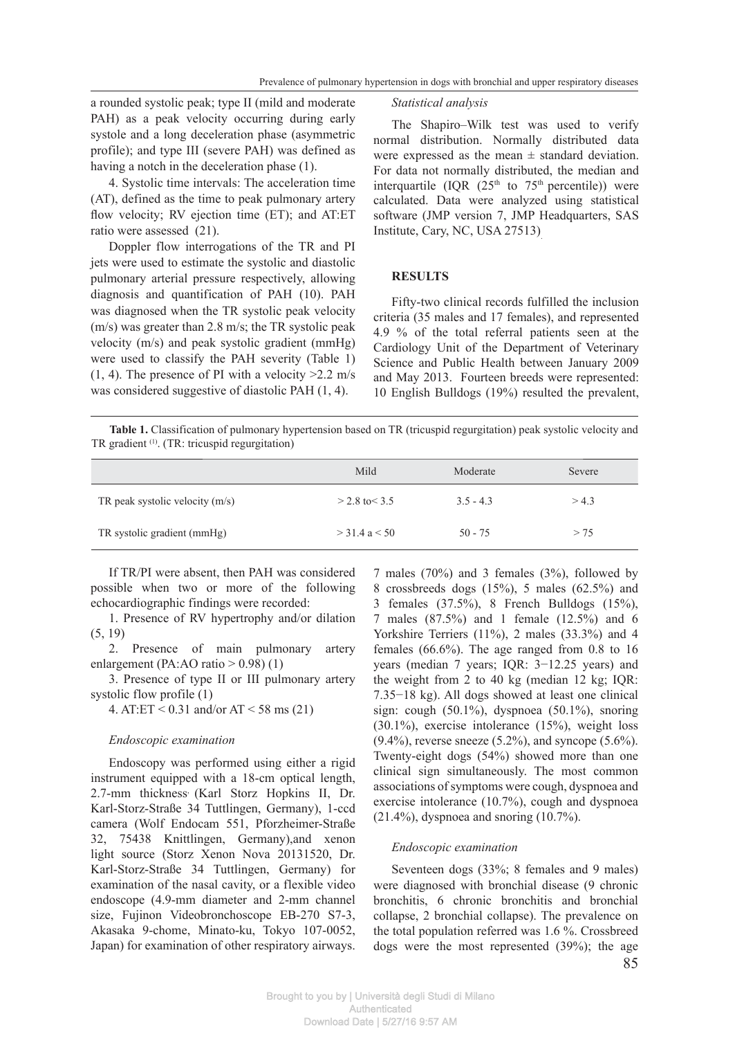a rounded systolic peak; type II (mild and moderate PAH) as a peak velocity occurring during early systole and a long deceleration phase (asymmetric profile); and type III (severe PAH) was defined as having a notch in the deceleration phase (1).

4. Systolic time intervals: The acceleration time (AT), defined as the time to peak pulmonary artery flow velocity; RV ejection time (ET); and AT:ET ratio were assessed (21).

Doppler flow interrogations of the TR and PI jets were used to estimate the systolic and diastolic pulmonary arterial pressure respectively, allowing diagnosis and quantification of PAH (10). PAH was diagnosed when the TR systolic peak velocity (m/s) was greater than 2.8 m/s; the TR systolic peak velocity (m/s) and peak systolic gradient (mmHg) were used to classify the PAH severity (Table 1) (1, 4). The presence of PI with a velocity >2.2 m/s was considered suggestive of diastolic PAH (1, 4).

**Table 1.** Classification of pulmonary hypertension based on TR (tricuspid regurgitation) peak systolic velocity and TR gradient [1]. (TR: tricuspid regurgitation)

| | Mild | Moderate | Severe |
|---|---|---|---|
| TR peak systolic velocity (m/s) | > 2.8 to< 3.5 | 3.5 - 4.3 | > 4.3 |
| TR systolic gradient (mmHg) | > 31.4 a < 50 | 50 - 75 | > 75 |

If TR/PI were absent, then PAH was considered possible when two or more of the following echocardiographic findings were recorded:

1. Presence of RV hypertrophy and/or dilation (5, 19)
2. Presence of main pulmonary artery enlargement (PA:AO ratio > 0.98) (1)
3. Presence of type II or III pulmonary artery systolic flow profile (1)
4. AT:ET < 0.31 and/or AT < 58 ms (21)

*Endoscopic examination*

Endoscopy was performed using either a rigid instrument equipped with a 18-cm optical length, 2.7-mm thickness (Karl Storz Hopkins II, Dr. Karl-Storz-Straße 34 Tuttlingen, Germany), 1-ccd camera (Wolf Endocam 551, Pforzheimer-Straße 32, 75438 Knittlingen, Germany),and xenon light source (Storz Xenon Nova 20131520, Dr. Karl-Storz-Straße 34 Tuttlingen, Germany) for examination of the nasal cavity, or a flexible video endoscope (4.9-mm diameter and 2-mm channel size, Fujinon Videobronchoscope EB-270 S7-3, Akasaka 9-chome, Minato-ku, Tokyo 107-0052, Japan) for examination of other respiratory airways.

*Statistical analysis*

The Shapiro–Wilk test was used to verify normal distribution. Normally distributed data were expressed as the mean ± standard deviation. For data not normally distributed, the median and interquartile (IQR (25th to 75th percentile)) were calculated. Data were analyzed using statistical software (JMP version 7, JMP Headquarters, SAS Institute, Cary, NC, USA 27513).

## RESULTS

Fifty-two clinical records fulfilled the inclusion criteria (35 males and 17 females), and represented 4.9 % of the total referral patients seen at the Cardiology Unit of the Department of Veterinary Science and Public Health between January 2009 and May 2013. Fourteen breeds were represented: 10 English Bulldogs (19%) resulted the prevalent, 7 males (70%) and 3 females (3%), followed by 8 crossbreeds dogs (15%), 5 males (62.5%) and 3 females (37.5%), 8 French Bulldogs (15%), 7 males (87.5%) and 1 female (12.5%) and 6 Yorkshire Terriers (11%), 2 males (33.3%) and 4 females (66.6%). The age ranged from 0.8 to 16 years (median 7 years; IQR: 3−12.25 years) and the weight from 2 to 40 kg (median 12 kg; IQR: 7.35−18 kg). All dogs showed at least one clinical sign: cough (50.1%), dyspnoea (50.1%), snoring (30.1%), exercise intolerance (15%), weight loss (9.4%), reverse sneeze (5.2%), and syncope (5.6%). Twenty-eight dogs (54%) showed more than one clinical sign simultaneously. The most common associations of symptoms were cough, dyspnoea and exercise intolerance (10.7%), cough and dyspnoea (21.4%), dyspnoea and snoring (10.7%).

*Endoscopic examination*

Seventeen dogs (33%; 8 females and 9 males) were diagnosed with bronchial disease (9 chronic bronchitis, 6 chronic bronchitis and bronchial collapse, 2 bronchial collapse). The prevalence on the total population referred was 1.6 %. Crossbreed dogs were the most represented (39%); the age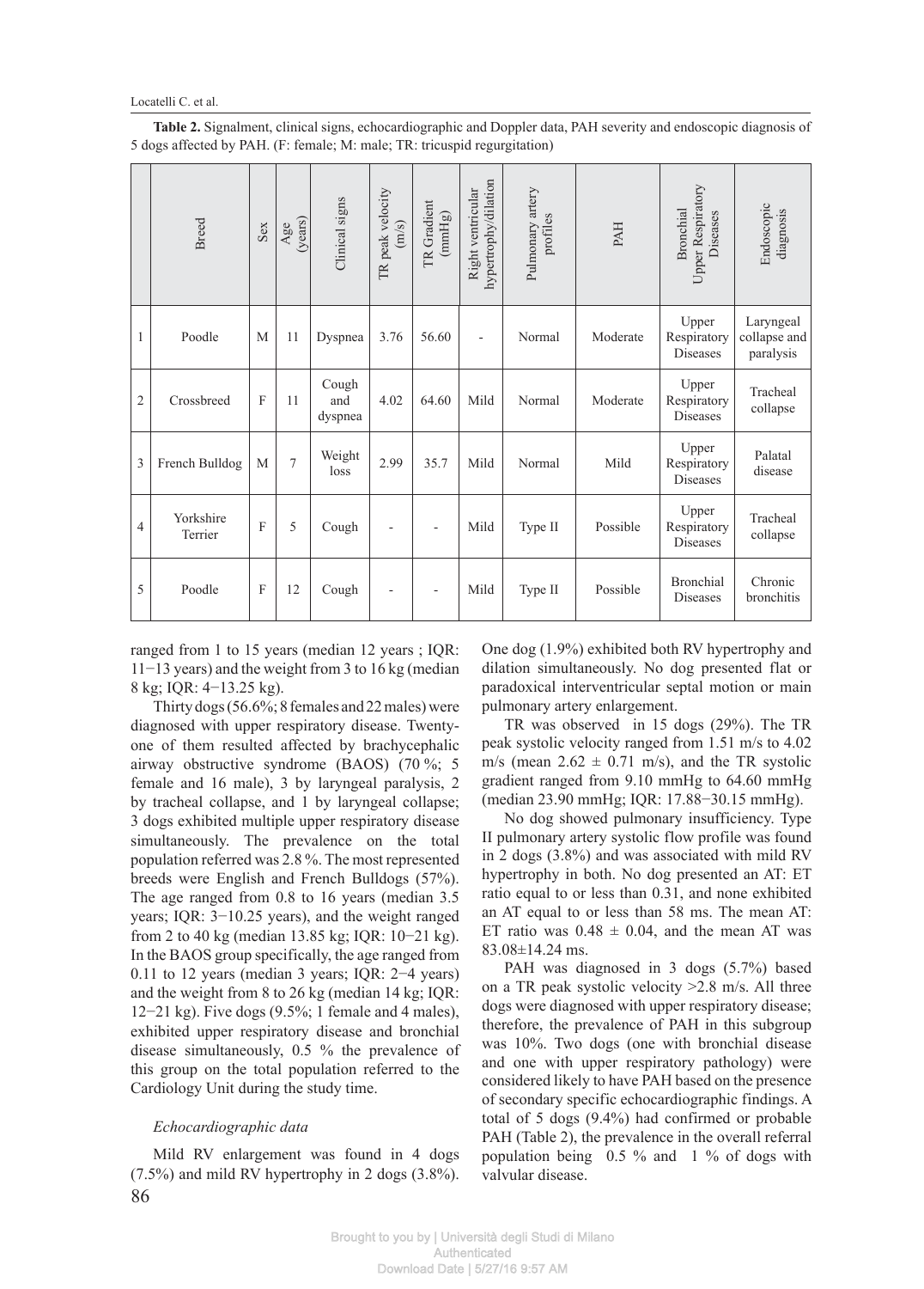**Table 2.** Signalment, clinical signs, echocardiographic and Doppler data, PAH severity and endoscopic diagnosis of 5 dogs affected by PAH. (F: female; M: male; TR: tricuspid regurgitation)

| | Breed | Sex | Age (years) | Clinical signs | TR peak velocity (m/s) | TR Gradient (mmHg) | Right ventricular hypertrophy/dilation | Pulmonary artery profiles | PAH | Bronchial Upper Respiratory Diseases | Endoscopic diagnosis |
|---|---|---|---|---|---|---|---|---|---|---|---|
| 1 | Poodle | M | 11 | Dyspnea | 3.76 | 56.60 | - | Normal | Moderate | Upper Respiratory Diseases | Laryngeal collapse and paralysis |
| 2 | Crossbreed | F | 11 | Cough and dyspnea | 4.02 | 64.60 | Mild | Normal | Moderate | Upper Respiratory Diseases | Tracheal collapse |
| 3 | French Bulldog | M | 7 | Weight loss | 2.99 | 35.7 | Mild | Normal | Mild | Upper Respiratory Diseases | Palatal disease |
| 4 | Yorkshire Terrier | F | 5 | Cough | - | - | Mild | Type II | Possible | Upper Respiratory Diseases | Tracheal collapse |
| 5 | Poodle | F | 12 | Cough | - | - | Mild | Type II | Possible | Bronchial Diseases | Chronic bronchitis |

ranged from 1 to 15 years (median 12 years ; IQR: 11−13 years) and the weight from 3 to 16 kg (median 8 kg; IQR: 4−13.25 kg).

Thirty dogs (56.6%; 8 females and 22 males) were diagnosed with upper respiratory disease. Twenty-one of them resulted affected by brachycephalic airway obstructive syndrome (BAOS) (70 %; 5 female and 16 male), 3 by laryngeal paralysis, 2 by tracheal collapse, and 1 by laryngeal collapse; 3 dogs exhibited multiple upper respiratory disease simultaneously. The prevalence on the total population referred was 2.8 %. The most represented breeds were English and French Bulldogs (57%). The age ranged from 0.8 to 16 years (median 3.5 years; IQR: 3−10.25 years), and the weight ranged from 2 to 40 kg (median 13.85 kg; IQR: 10−21 kg). In the BAOS group specifically, the age ranged from 0.11 to 12 years (median 3 years; IQR: 2−4 years) and the weight from 8 to 26 kg (median 14 kg; IQR: 12−21 kg). Five dogs (9.5%; 1 female and 4 males), exhibited upper respiratory disease and bronchial disease simultaneously, 0.5 % the prevalence of this group on the total population referred to the Cardiology Unit during the study time.

### *Echocardiographic data*

Mild RV enlargement was found in 4 dogs (7.5%) and mild RV hypertrophy in 2 dogs (3.8%). One dog (1.9%) exhibited both RV hypertrophy and dilation simultaneously. No dog presented flat or paradoxical interventricular septal motion or main pulmonary artery enlargement.

TR was observed in 15 dogs (29%). The TR peak systolic velocity ranged from 1.51 m/s to 4.02 m/s (mean $2.62 \pm 0.71$ m/s), and the TR systolic gradient ranged from 9.10 mmHg to 64.60 mmHg (median 23.90 mmHg; IQR: 17.88−30.15 mmHg).

No dog showed pulmonary insufficiency. Type II pulmonary artery systolic flow profile was found in 2 dogs (3.8%) and was associated with mild RV hypertrophy in both. No dog presented an AT: ET ratio equal to or less than 0.31, and none exhibited an AT equal to or less than 58 ms. The mean AT: ET ratio was $0.48 \pm 0.04$, and the mean AT was $83.08 \pm 14.24$ ms.

PAH was diagnosed in 3 dogs (5.7%) based on a TR peak systolic velocity >2.8 m/s. All three dogs were diagnosed with upper respiratory disease; therefore, the prevalence of PAH in this subgroup was 10%. Two dogs (one with bronchial disease and one with upper respiratory pathology) were considered likely to have PAH based on the presence of secondary specific echocardiographic findings. A total of 5 dogs (9.4%) had confirmed or probable PAH (Table 2), the prevalence in the overall referral population being 0.5 % and 1 % of dogs with valvular disease.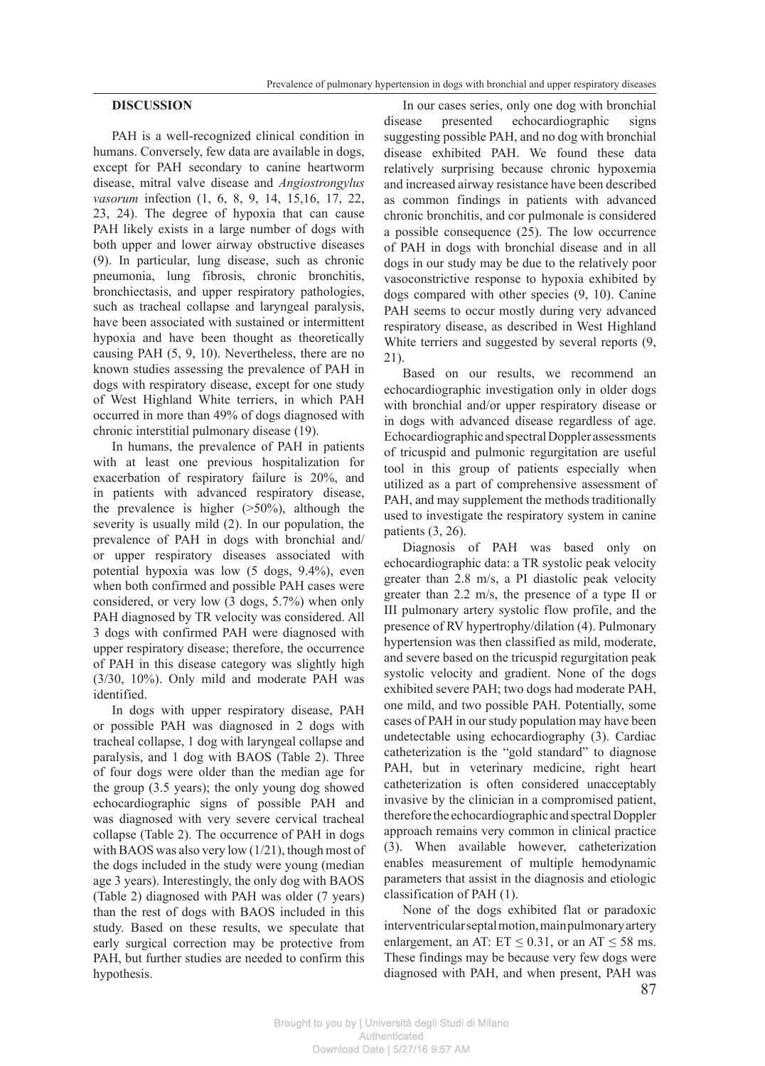## DISCUSSION

PAH is a well-recognized clinical condition in humans. Conversely, few data are available in dogs, except for PAH secondary to canine heartworm disease, mitral valve disease and *Angiostrongylus vasorum* infection (1, 6, 8, 9, 14, 15,16, 17, 22, 23, 24). The degree of hypoxia that can cause PAH likely exists in a large number of dogs with both upper and lower airway obstructive diseases (9). In particular, lung disease, such as chronic pneumonia, lung fibrosis, chronic bronchitis, bronchiectasis, and upper respiratory pathologies, such as tracheal collapse and laryngeal paralysis, have been associated with sustained or intermittent hypoxia and have been thought as theoretically causing PAH (5, 9, 10). Nevertheless, there are no known studies assessing the prevalence of PAH in dogs with respiratory disease, except for one study of West Highland White terriers, in which PAH occurred in more than 49% of dogs diagnosed with chronic interstitial pulmonary disease (19).

In humans, the prevalence of PAH in patients with at least one previous hospitalization for exacerbation of respiratory failure is 20%, and in patients with advanced respiratory disease, the prevalence is higher (>50%), although the severity is usually mild (2). In our population, the prevalence of PAH in dogs with bronchial and/or upper respiratory diseases associated with potential hypoxia was low (5 dogs, 9.4%), even when both confirmed and possible PAH cases were considered, or very low (3 dogs, 5.7%) when only PAH diagnosed by TR velocity was considered. All 3 dogs with confirmed PAH were diagnosed with upper respiratory disease; therefore, the occurrence of PAH in this disease category was slightly high (3/30, 10%). Only mild and moderate PAH was identified.

In dogs with upper respiratory disease, PAH or possible PAH was diagnosed in 2 dogs with tracheal collapse, 1 dog with laryngeal collapse and paralysis, and 1 dog with BAOS (Table 2). Three of four dogs were older than the median age for the group (3.5 years); the only young dog showed echocardiographic signs of possible PAH and was diagnosed with very severe cervical tracheal collapse (Table 2). The occurrence of PAH in dogs with BAOS was also very low (1/21), though most of the dogs included in the study were young (median age 3 years). Interestingly, the only dog with BAOS (Table 2) diagnosed with PAH was older (7 years) than the rest of dogs with BAOS included in this study. Based on these results, we speculate that early surgical correction may be protective from PAH, but further studies are needed to confirm this hypothesis.

In our cases series, only one dog with bronchial disease presented echocardiographic signs suggesting possible PAH, and no dog with bronchial disease exhibited PAH. We found these data relatively surprising because chronic hypoxemia and increased airway resistance have been described as common findings in patients with advanced chronic bronchitis, and cor pulmonale is considered a possible consequence (25). The low occurrence of PAH in dogs with bronchial disease and in all dogs in our study may be due to the relatively poor vasoconstrictive response to hypoxia exhibited by dogs compared with other species (9, 10). Canine PAH seems to occur mostly during very advanced respiratory disease, as described in West Highland White terriers and suggested by several reports (9, 21).

Based on our results, we recommend an echocardiographic investigation only in older dogs with bronchial and/or upper respiratory disease or in dogs with advanced disease regardless of age. Echocardiographic and spectral Doppler assessments of tricuspid and pulmonic regurgitation are useful tool in this group of patients especially when utilized as a part of comprehensive assessment of PAH, and may supplement the methods traditionally used to investigate the respiratory system in canine patients (3, 26).

Diagnosis of PAH was based only on echocardiographic data: a TR systolic peak velocity greater than 2.8 m/s, a PI diastolic peak velocity greater than 2.2 m/s, the presence of a type II or III pulmonary artery systolic flow profile, and the presence of RV hypertrophy/dilation (4). Pulmonary hypertension was then classified as mild, moderate, and severe based on the tricuspid regurgitation peak systolic velocity and gradient. None of the dogs exhibited severe PAH; two dogs had moderate PAH, one mild, and two possible PAH. Potentially, some cases of PAH in our study population may have been undetectable using echocardiography (3). Cardiac catheterization is the "gold standard" to diagnose PAH, but in veterinary medicine, right heart catheterization is often considered unacceptably invasive by the clinician in a compromised patient, therefore the echocardiographic and spectral Doppler approach remains very common in clinical practice (3). When available however, catheterization enables measurement of multiple hemodynamic parameters that assist in the diagnosis and etiologic classification of PAH (1).

None of the dogs exhibited flat or paradoxic interventricular septal motion, main pulmonary artery enlargement, an AT: ET $\leq$ 0.31, or an AT $\leq$ 58 ms. These findings may be because very few dogs were diagnosed with PAH, and when present, PAH was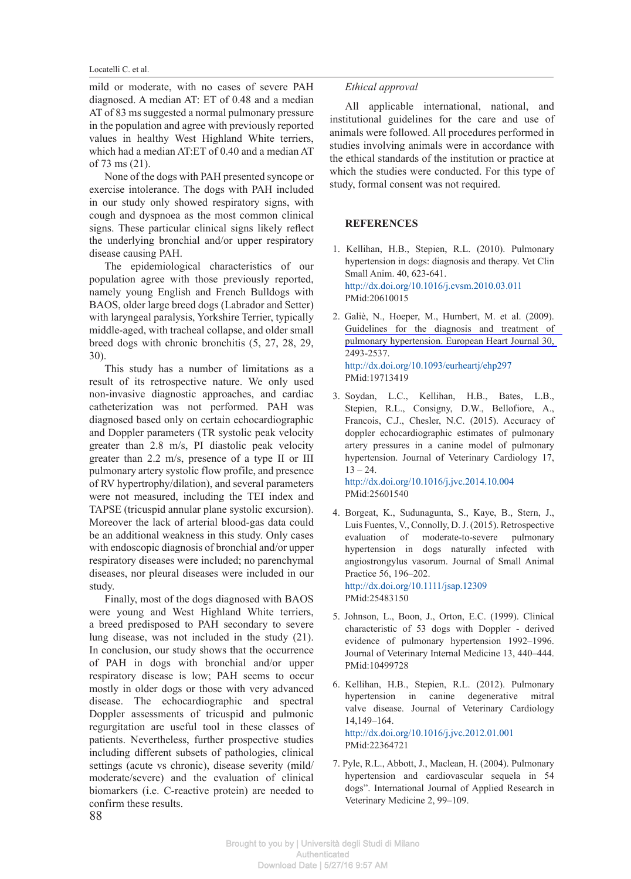mild or moderate, with no cases of severe PAH diagnosed. A median AT: ET of 0.48 and a median AT of 83 ms suggested a normal pulmonary pressure in the population and agree with previously reported values in healthy West Highland White terriers, which had a median AT:ET of 0.40 and a median AT of 73 ms (21).

None of the dogs with PAH presented syncope or exercise intolerance. The dogs with PAH included in our study only showed respiratory signs, with cough and dyspnoea as the most common clinical signs. These particular clinical signs likely reflect the underlying bronchial and/or upper respiratory disease causing PAH.

The epidemiological characteristics of our population agree with those previously reported, namely young English and French Bulldogs with BAOS, older large breed dogs (Labrador and Setter) with laryngeal paralysis, Yorkshire Terrier, typically middle-aged, with tracheal collapse, and older small breed dogs with chronic bronchitis (5, 27, 28, 29, 30).

This study has a number of limitations as a result of its retrospective nature. We only used non-invasive diagnostic approaches, and cardiac catheterization was not performed. PAH was diagnosed based only on certain echocardiographic and Doppler parameters (TR systolic peak velocity greater than 2.8 m/s, PI diastolic peak velocity greater than 2.2 m/s, presence of a type II or III pulmonary artery systolic flow profile, and presence of RV hypertrophy/dilation), and several parameters were not measured, including the TEI index and TAPSE (tricuspid annular plane systolic excursion). Moreover the lack of arterial blood-gas data could be an additional weakness in this study. Only cases with endoscopic diagnosis of bronchial and/or upper respiratory diseases were included; no parenchymal diseases, nor pleural diseases were included in our study.

Finally, most of the dogs diagnosed with BAOS were young and West Highland White terriers, a breed predisposed to PAH secondary to severe lung disease, was not included in the study (21). In conclusion, our study shows that the occurrence of PAH in dogs with bronchial and/or upper respiratory disease is low; PAH seems to occur mostly in older dogs or those with very advanced disease. The echocardiographic and spectral Doppler assessments of tricuspid and pulmonic regurgitation are useful tool in these classes of patients. Nevertheless, further prospective studies including different subsets of pathologies, clinical settings (acute vs chronic), disease severity (mild/moderate/severe) and the evaluation of clinical biomarkers (i.e. C-reactive protein) are needed to confirm these results.

*Ethical approval*

All applicable international, national, and institutional guidelines for the care and use of animals were followed. All procedures performed in studies involving animals were in accordance with the ethical standards of the institution or practice at which the studies were conducted. For this type of study, formal consent was not required.

## REFERENCES

1. Kellihan, H.B., Stepien, R.L. (2010). Pulmonary hypertension in dogs: diagnosis and therapy. Vet Clin Small Anim. 40, 623-641.
   http://dx.doi.org/10.1016/j.cvsm.2010.03.011
   PMid:20610015

2. Galiè, N., Hoeper, M., Humbert, M. et al. (2009). Guidelines for the diagnosis and treatment of pulmonary hypertension. European Heart Journal 30, 2493-2537.
   http://dx.doi.org/10.1093/eurheartj/ehp297
   PMid:19713419

3. Soydan, L.C., Kellihan, H.B., Bates, L.B., Stepien, R.L., Consigny, D.W., Bellofiore, A., Francois, C.J., Chesler, N.C. (2015). Accuracy of doppler echocardiographic estimates of pulmonary artery pressures in a canine model of pulmonary hypertension. Journal of Veterinary Cardiology 17, 13 – 24.
   http://dx.doi.org/10.1016/j.jvc.2014.10.004
   PMid:25601540

4. Borgeat, K., Sudunagunta, S., Kaye, B., Stern, J., Luis Fuentes, V., Connolly, D. J. (2015). Retrospective evaluation of moderate-to-severe pulmonary hypertension in dogs naturally infected with angiostrongylus vasorum. Journal of Small Animal Practice 56, 196–202.
   http://dx.doi.org/10.1111/jsap.12309
   PMid:25483150

5. Johnson, L., Boon, J., Orton, E.C. (1999). Clinical characteristic of 53 dogs with Doppler - derived evidence of pulmonary hypertension 1992–1996. Journal of Veterinary Internal Medicine 13, 440–444.
   PMid:10499728

6. Kellihan, H.B., Stepien, R.L. (2012). Pulmonary hypertension in canine degenerative mitral valve disease. Journal of Veterinary Cardiology 14,149–164.
   http://dx.doi.org/10.1016/j.jvc.2012.01.001
   PMid:22364721

7. Pyle, R.L., Abbott, J., Maclean, H. (2004). Pulmonary hypertension and cardiovascular sequela in 54 dogs". International Journal of Applied Research in Veterinary Medicine 2, 99–109.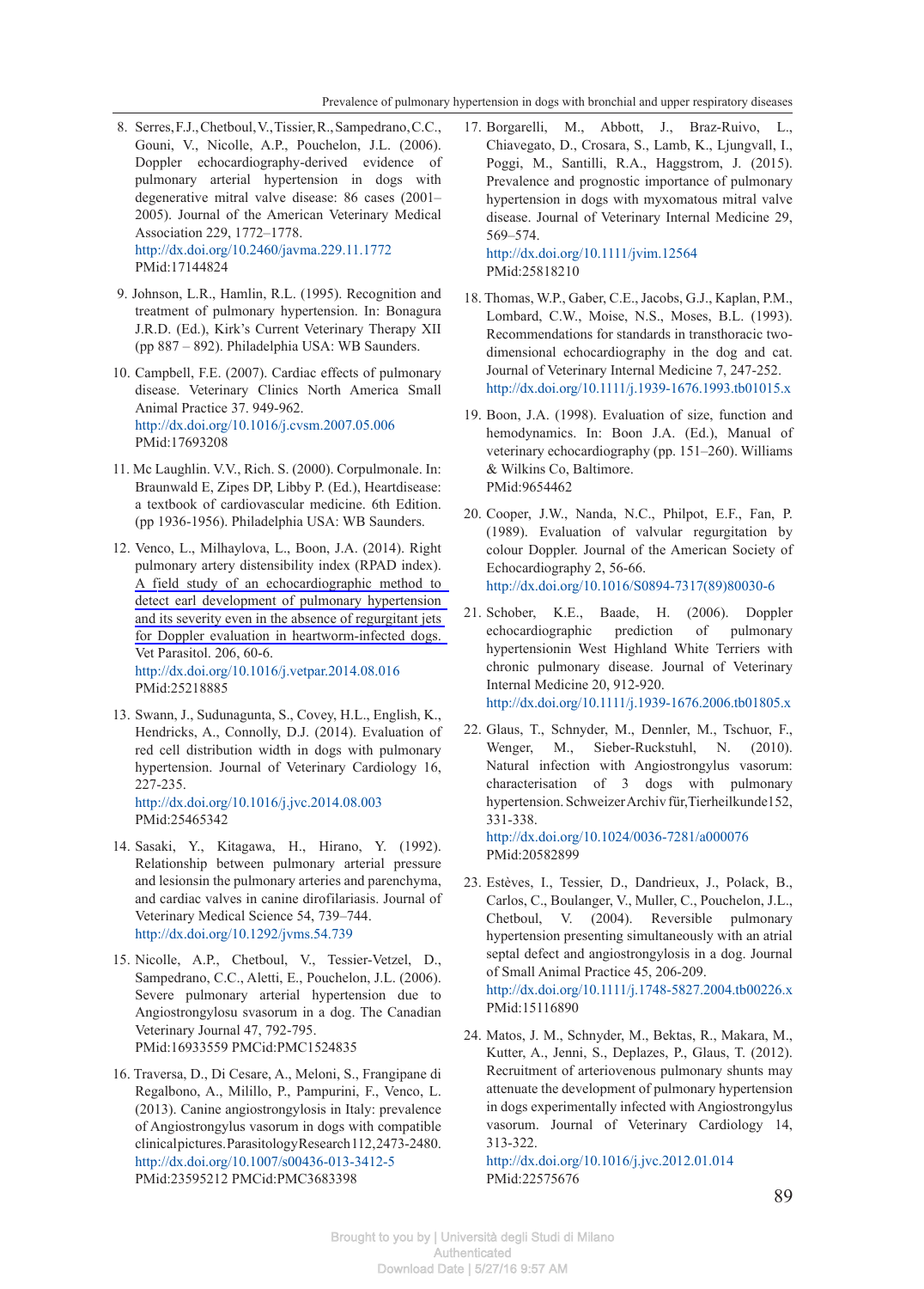8. Serres, F.J., Chetboul, V., Tissier, R., Sampedrano, C.C., Gouni, V., Nicolle, A.P., Pouchelon, J.L. (2006). Doppler echocardiography-derived evidence of pulmonary arterial hypertension in dogs with degenerative mitral valve disease: 86 cases (2001–2005). Journal of the American Veterinary Medical Association 229, 1772–1778.
http://dx.doi.org/10.2460/javma.229.11.1772
PMid:17144824

9. Johnson, L.R., Hamlin, R.L. (1995). Recognition and treatment of pulmonary hypertension. In: Bonagura J.R.D. (Ed.), Kirk's Current Veterinary Therapy XII (pp 887 – 892). Philadelphia USA: WB Saunders.

10. Campbell, F.E. (2007). Cardiac effects of pulmonary disease. Veterinary Clinics North America Small Animal Practice 37. 949-962.
http://dx.doi.org/10.1016/j.cvsm.2007.05.006
PMid:17693208

11. Mc Laughlin. V.V., Rich. S. (2000). Corpulmonale. In: Braunwald E, Zipes DP, Libby P. (Ed.), Heartdisease: a textbook of cardiovascular medicine. 6th Edition. (pp 1936-1956). Philadelphia USA: WB Saunders.

12. Venco, L., Milhaylova, L., Boon, J.A. (2014). Right pulmonary artery distensibility index (RPAD index). A field study of an echocardiographic method to detect earl development of pulmonary hypertension and its severity even in the absence of regurgitant jets for Doppler evaluation in heartworm-infected dogs. Vet Parasitol. 206, 60-6.
http://dx.doi.org/10.1016/j.vetpar.2014.08.016
PMid:25218885

13. Swann, J., Sudunagunta, S., Covey, H.L., English, K., Hendricks, A., Connolly, D.J. (2014). Evaluation of red cell distribution width in dogs with pulmonary hypertension. Journal of Veterinary Cardiology 16, 227-235.
http://dx.doi.org/10.1016/j.jvc.2014.08.003
PMid:25465342

14. Sasaki, Y., Kitagawa, H., Hirano, Y. (1992). Relationship between pulmonary arterial pressure and lesionsin the pulmonary arteries and parenchyma, and cardiac valves in canine dirofilariasis. Journal of Veterinary Medical Science 54, 739–744.
http://dx.doi.org/10.1292/jvms.54.739

15. Nicolle, A.P., Chetboul, V., Tessier-Vetzel, D., Sampedrano, C.C., Aletti, E., Pouchelon, J.L. (2006). Severe pulmonary arterial hypertension due to Angiostrongylosu svasorum in a dog. The Canadian Veterinary Journal 47, 792-795.
PMid:16933559 PMCid:PMC1524835

16. Traversa, D., Di Cesare, A., Meloni, S., Frangipane di Regalbono, A., Milillo, P., Pampurini, F., Venco, L. (2013). Canine angiostrongylosis in Italy: prevalence of Angiostrongylus vasorum in dogs with compatible clinicalpictures. ParasitologyResearch 112, 2473-2480.
http://dx.doi.org/10.1007/s00436-013-3412-5
PMid:23595212 PMCid:PMC3683398

17. Borgarelli, M., Abbott, J., Braz-Ruivo, L., Chiavegato, D., Crosara, S., Lamb, K., Ljungvall, I., Poggi, M., Santilli, R.A., Haggstrom, J. (2015). Prevalence and prognostic importance of pulmonary hypertension in dogs with myxomatous mitral valve disease. Journal of Veterinary Internal Medicine 29, 569–574.
http://dx.doi.org/10.1111/jvim.12564
PMid:25818210

18. Thomas, W.P., Gaber, C.E., Jacobs, G.J., Kaplan, P.M., Lombard, C.W., Moise, N.S., Moses, B.L. (1993). Recommendations for standards in transthoracic two-dimensional echocardiography in the dog and cat. Journal of Veterinary Internal Medicine 7, 247-252.
http://dx.doi.org/10.1111/j.1939-1676.1993.tb01015.x

19. Boon, J.A. (1998). Evaluation of size, function and hemodynamics. In: Boon J.A. (Ed.), Manual of veterinary echocardiography (pp. 151–260). Williams & Wilkins Co, Baltimore.
PMid:9654462

20. Cooper, J.W., Nanda, N.C., Philpot, E.F., Fan, P. (1989). Evaluation of valvular regurgitation by colour Doppler. Journal of the American Society of Echocardiography 2, 56-66.
http://dx.doi.org/10.1016/S0894-7317(89)80030-6

21. Schober, K.E., Baade, H. (2006). Doppler echocardiographic prediction of pulmonary hypertensionin West Highland White Terriers with chronic pulmonary disease. Journal of Veterinary Internal Medicine 20, 912-920.
http://dx.doi.org/10.1111/j.1939-1676.2006.tb01805.x

22. Glaus, T., Schnyder, M., Dennler, M., Tschuor, F., Wenger, M., Sieber-Ruckstuhl, N. (2010). Natural infection with Angiostrongylus vasorum: characterisation of 3 dogs with pulmonary hypertension. Schweizer Archiv für, Tierheilkunde 152, 331-338.
http://dx.doi.org/10.1024/0036-7281/a000076
PMid:20582899

23. Estèves, I., Tessier, D., Dandrieux, J., Polack, B., Carlos, C., Boulanger, V., Muller, C., Pouchelon, J.L., Chetboul, V. (2004). Reversible pulmonary hypertension presenting simultaneously with an atrial septal defect and angiostrongylosis in a dog. Journal of Small Animal Practice 45, 206-209.
http://dx.doi.org/10.1111/j.1748-5827.2004.tb00226.x
PMid:15116890

24. Matos, J. M., Schnyder, M., Bektas, R., Makara, M., Kutter, A., Jenni, S., Deplazes, P., Glaus, T. (2012). Recruitment of arteriovenous pulmonary shunts may attenuate the development of pulmonary hypertension in dogs experimentally infected with Angiostrongylus vasorum. Journal of Veterinary Cardiology 14, 313-322.
http://dx.doi.org/10.1016/j.jvc.2012.01.014
PMid:22575676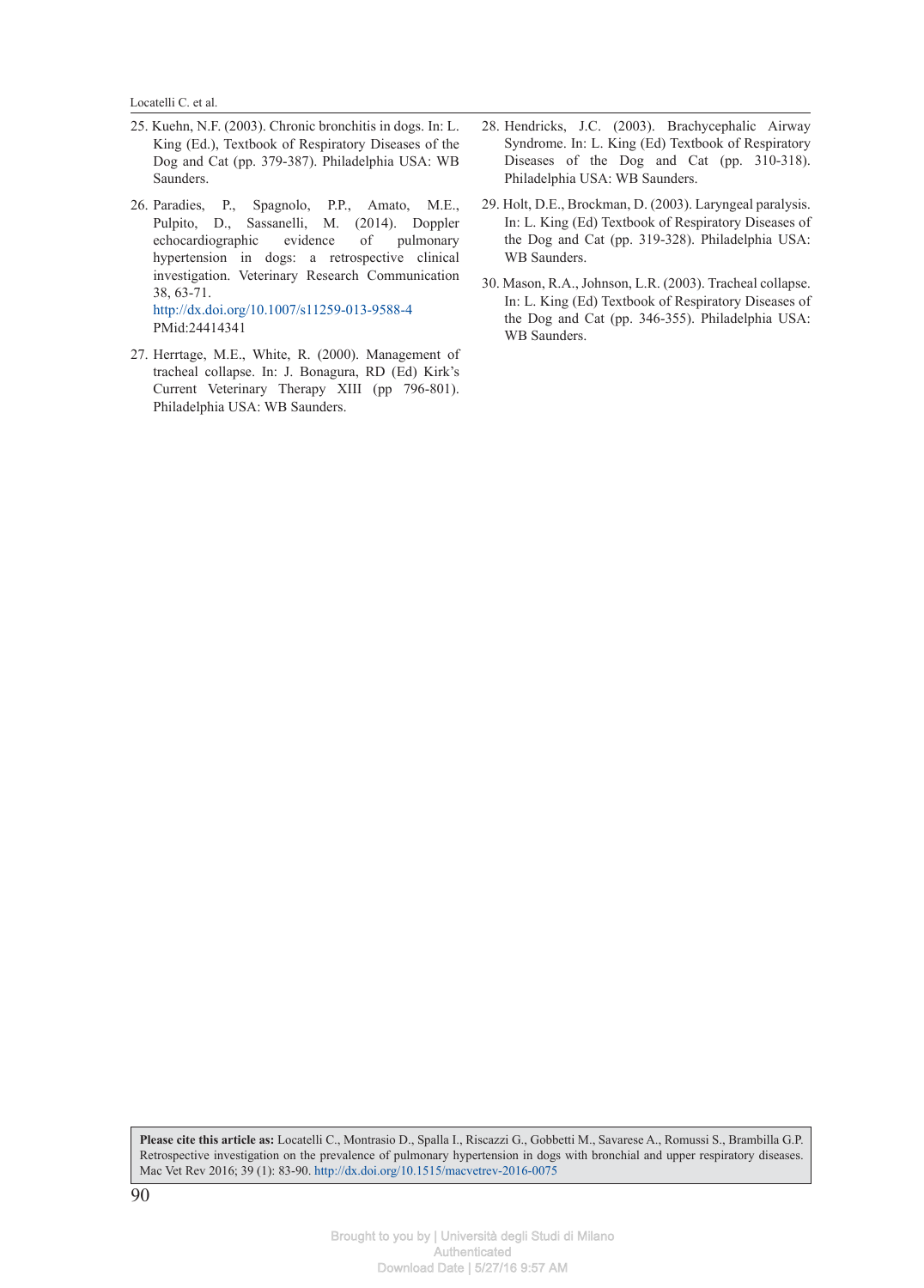25. Kuehn, N.F. (2003). Chronic bronchitis in dogs. In: L. King (Ed.), Textbook of Respiratory Diseases of the Dog and Cat (pp. 379-387). Philadelphia USA: WB Saunders.

26. Paradies, P., Spagnolo, P.P., Amato, M.E., Pulpito, D., Sassanelli, M. (2014). Doppler echocardiographic evidence of pulmonary hypertension in dogs: a retrospective clinical investigation. Veterinary Research Communication 38, 63-71. http://dx.doi.org/10.1007/s11259-013-9588-4 PMid:24414341

27. Herrtage, M.E., White, R. (2000). Management of tracheal collapse. In: J. Bonagura, RD (Ed) Kirk's Current Veterinary Therapy XIII (pp 796-801). Philadelphia USA: WB Saunders.

28. Hendricks, J.C. (2003). Brachycephalic Airway Syndrome. In: L. King (Ed) Textbook of Respiratory Diseases of the Dog and Cat (pp. 310-318). Philadelphia USA: WB Saunders.

29. Holt, D.E., Brockman, D. (2003). Laryngeal paralysis. In: L. King (Ed) Textbook of Respiratory Diseases of the Dog and Cat (pp. 319-328). Philadelphia USA: WB Saunders.

30. Mason, R.A., Johnson, L.R. (2003). Tracheal collapse. In: L. King (Ed) Textbook of Respiratory Diseases of the Dog and Cat (pp. 346-355). Philadelphia USA: WB Saunders.

**Please cite this article as:** Locatelli C., Montrasio D., Spalla I., Riscazzi G., Gobbetti M., Savarese A., Romussi S., Brambilla G.P. Retrospective investigation on the prevalence of pulmonary hypertension in dogs with bronchial and upper respiratory diseases. Mac Vet Rev 2016; 39 (1): 83-90. http://dx.doi.org/10.1515/macvetrev-2016-0075